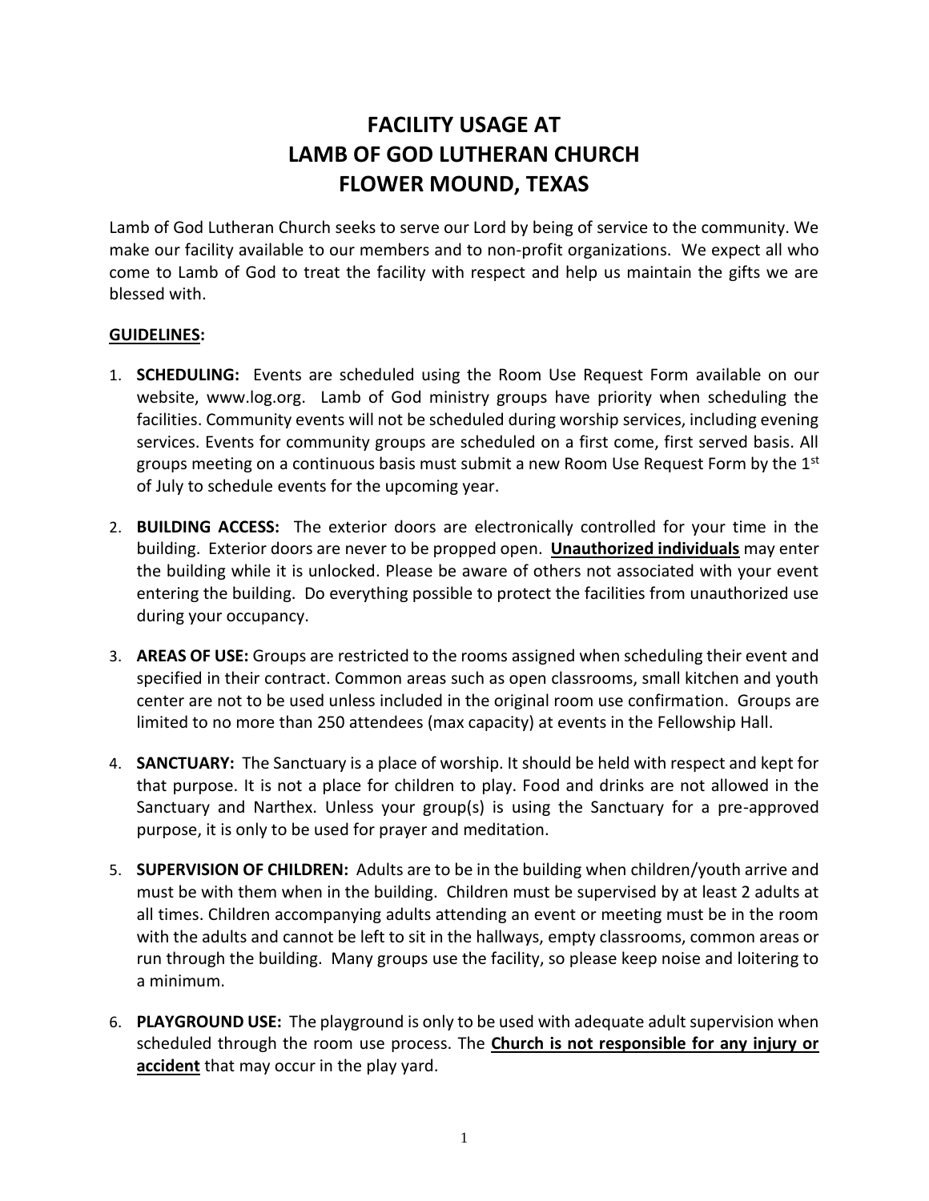# FACILITY USAGE AT LAMB OF GOD LUTHERAN CHURCH FLOWER MOUND, TEXAS

Lamb of God Lutheran Church seeks to serve our Lord by being of service to the community. We make our facility available to our members and to non-profit organizations. We expect all who come to Lamb of God to treat the facility with respect and help us maintain the gifts we are blessed with.

## GUIDELINES:

1. **SCHEDULING:** Events are scheduled using the Room Use Request Form available on our website, www.log.org. Lamb of God ministry groups have priority when scheduling the facilities. Community events will not be scheduled during worship services, including evening services. Events for community groups are scheduled on a first come, first served basis. All groups meeting on a continuous basis must submit a new Room Use Request Form by the 1st of July to schedule events for the upcoming year.

2. **BUILDING ACCESS:** The exterior doors are electronically controlled for your time in the building. Exterior doors are never to be propped open. **Unauthorized individuals** may enter the building while it is unlocked. Please be aware of others not associated with your event entering the building. Do everything possible to protect the facilities from unauthorized use during your occupancy.

3. **AREAS OF USE:** Groups are restricted to the rooms assigned when scheduling their event and specified in their contract. Common areas such as open classrooms, small kitchen and youth center are not to be used unless included in the original room use confirmation. Groups are limited to no more than 250 attendees (max capacity) at events in the Fellowship Hall.

4. **SANCTUARY:** The Sanctuary is a place of worship. It should be held with respect and kept for that purpose. It is not a place for children to play. Food and drinks are not allowed in the Sanctuary and Narthex. Unless your group(s) is using the Sanctuary for a pre-approved purpose, it is only to be used for prayer and meditation.

5. **SUPERVISION OF CHILDREN:** Adults are to be in the building when children/youth arrive and must be with them when in the building. Children must be supervised by at least 2 adults at all times. Children accompanying adults attending an event or meeting must be in the room with the adults and cannot be left to sit in the hallways, empty classrooms, common areas or run through the building. Many groups use the facility, so please keep noise and loitering to a minimum.

6. **PLAYGROUND USE:** The playground is only to be used with adequate adult supervision when scheduled through the room use process. The **Church is not responsible for any injury or accident** that may occur in the play yard.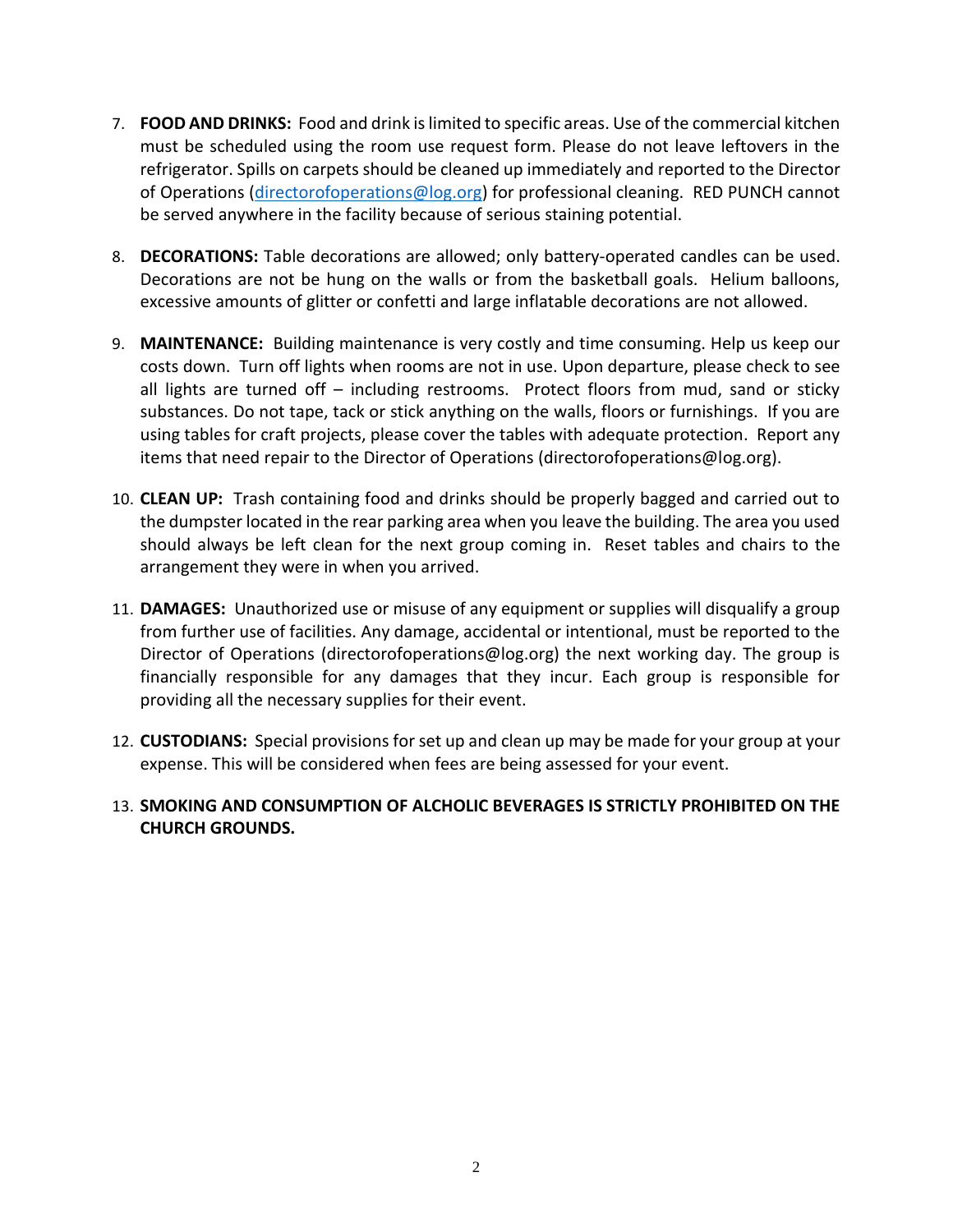7. **FOOD AND DRINKS:** Food and drink is limited to specific areas. Use of the commercial kitchen must be scheduled using the room use request form. Please do not leave leftovers in the refrigerator. Spills on carpets should be cleaned up immediately and reported to the Director of Operations (directorofoperations@log.org) for professional cleaning. RED PUNCH cannot be served anywhere in the facility because of serious staining potential.

8. **DECORATIONS:** Table decorations are allowed; only battery-operated candles can be used. Decorations are not be hung on the walls or from the basketball goals. Helium balloons, excessive amounts of glitter or confetti and large inflatable decorations are not allowed.

9. **MAINTENANCE:** Building maintenance is very costly and time consuming. Help us keep our costs down. Turn off lights when rooms are not in use. Upon departure, please check to see all lights are turned off – including restrooms. Protect floors from mud, sand or sticky substances. Do not tape, tack or stick anything on the walls, floors or furnishings. If you are using tables for craft projects, please cover the tables with adequate protection. Report any items that need repair to the Director of Operations (directorofoperations@log.org).

10. **CLEAN UP:** Trash containing food and drinks should be properly bagged and carried out to the dumpster located in the rear parking area when you leave the building. The area you used should always be left clean for the next group coming in. Reset tables and chairs to the arrangement they were in when you arrived.

11. **DAMAGES:** Unauthorized use or misuse of any equipment or supplies will disqualify a group from further use of facilities. Any damage, accidental or intentional, must be reported to the Director of Operations (directorofoperations@log.org) the next working day. The group is financially responsible for any damages that they incur. Each group is responsible for providing all the necessary supplies for their event.

12. **CUSTODIANS:** Special provisions for set up and clean up may be made for your group at your expense. This will be considered when fees are being assessed for your event.

13. **SMOKING AND CONSUMPTION OF ALCHOLIC BEVERAGES IS STRICTLY PROHIBITED ON THE CHURCH GROUNDS.**